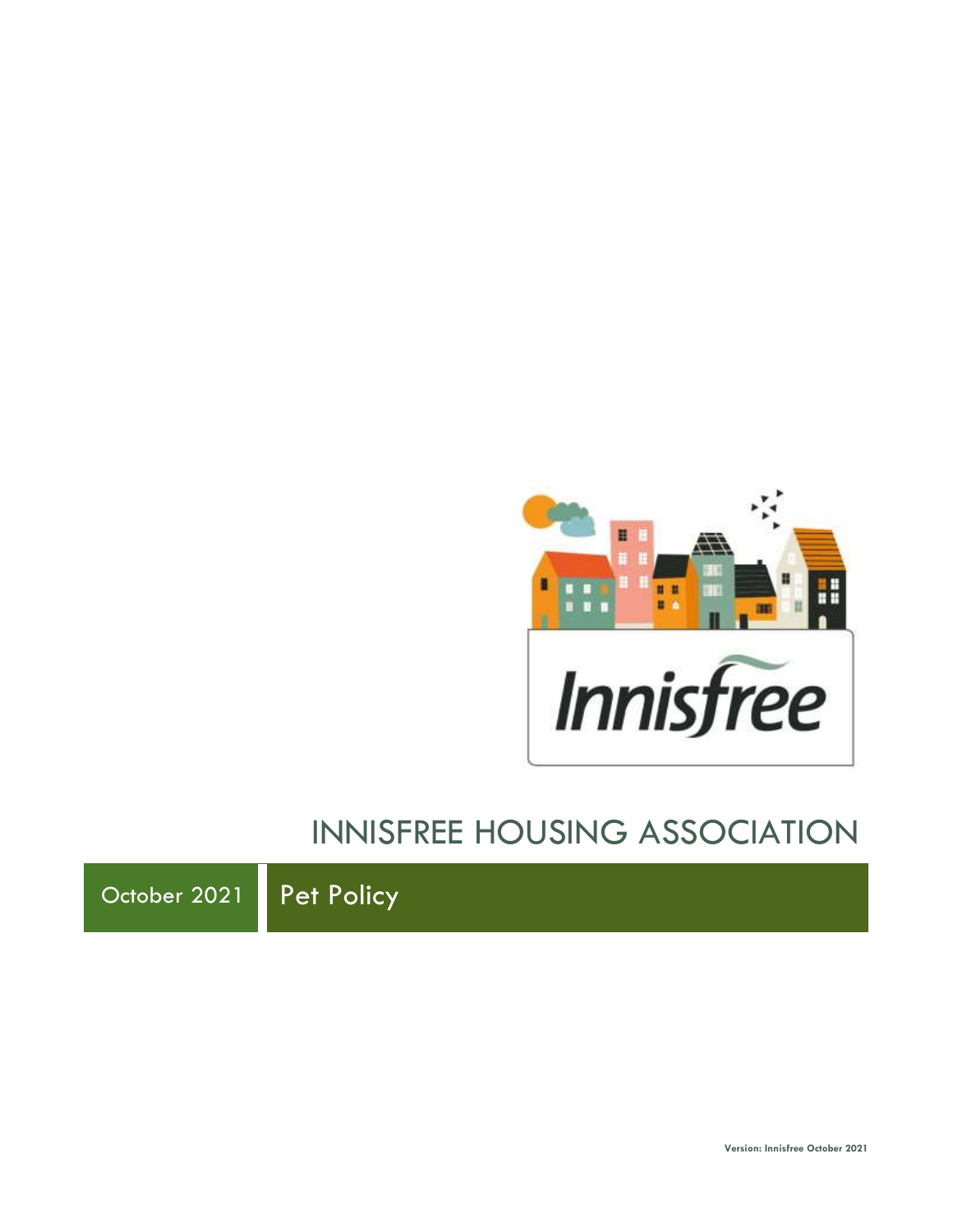# INNISFREE HOUSING ASSOCIATION

October 2021 | Pet Policy

Version: Innisfree October 2021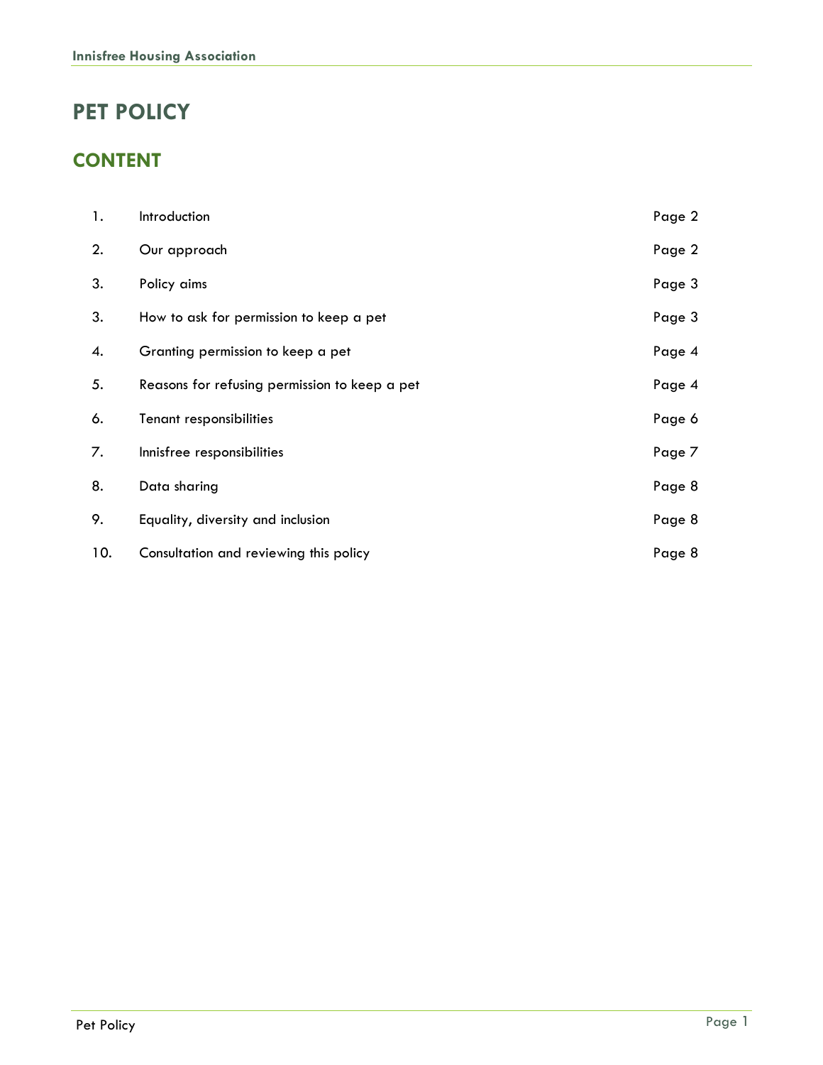# PET POLICY

## CONTENT

| | | |
|---|---|---|
| 1. | Introduction | Page 2 |
| 2. | Our approach | Page 2 |
| 3. | Policy aims | Page 3 |
| 3. | How to ask for permission to keep a pet | Page 3 |
| 4. | Granting permission to keep a pet | Page 4 |
| 5. | Reasons for refusing permission to keep a pet | Page 4 |
| 6. | Tenant responsibilities | Page 6 |
| 7. | Innisfree responsibilities | Page 7 |
| 8. | Data sharing | Page 8 |
| 9. | Equality, diversity and inclusion | Page 8 |
| 10. | Consultation and reviewing this policy | Page 8 |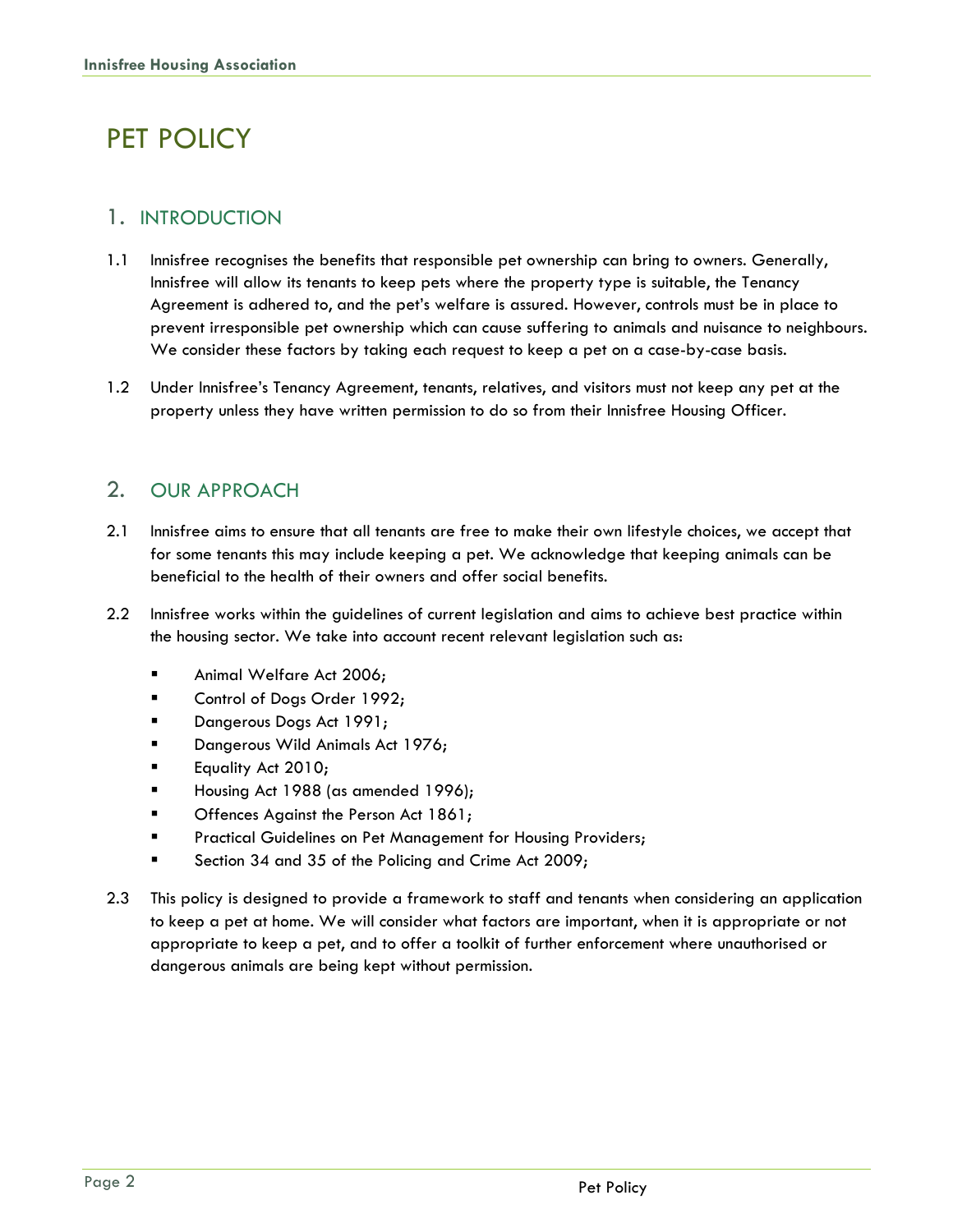# PET POLICY

## 1. INTRODUCTION

1.1 Innisfree recognises the benefits that responsible pet ownership can bring to owners. Generally, Innisfree will allow its tenants to keep pets where the property type is suitable, the Tenancy Agreement is adhered to, and the pet's welfare is assured. However, controls must be in place to prevent irresponsible pet ownership which can cause suffering to animals and nuisance to neighbours. We consider these factors by taking each request to keep a pet on a case-by-case basis.

1.2 Under Innisfree's Tenancy Agreement, tenants, relatives, and visitors must not keep any pet at the property unless they have written permission to do so from their Innisfree Housing Officer.

## 2. OUR APPROACH

2.1 Innisfree aims to ensure that all tenants are free to make their own lifestyle choices, we accept that for some tenants this may include keeping a pet. We acknowledge that keeping animals can be beneficial to the health of their owners and offer social benefits.

2.2 Innisfree works within the guidelines of current legislation and aims to achieve best practice within the housing sector. We take into account recent relevant legislation such as:

- Animal Welfare Act 2006;
- Control of Dogs Order 1992;
- Dangerous Dogs Act 1991;
- Dangerous Wild Animals Act 1976;
- Equality Act 2010;
- Housing Act 1988 (as amended 1996);
- Offences Against the Person Act 1861;
- Practical Guidelines on Pet Management for Housing Providers;
- Section 34 and 35 of the Policing and Crime Act 2009;

2.3 This policy is designed to provide a framework to staff and tenants when considering an application to keep a pet at home. We will consider what factors are important, when it is appropriate or not appropriate to keep a pet, and to offer a toolkit of further enforcement where unauthorised or dangerous animals are being kept without permission.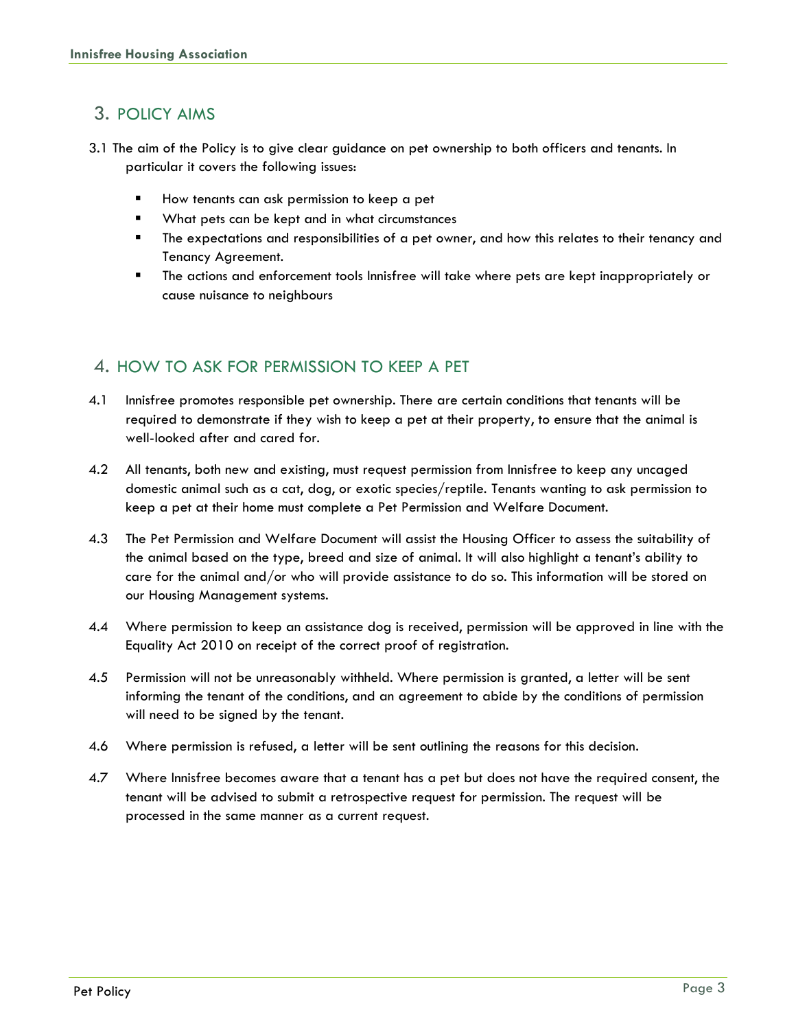## 3. POLICY AIMS

3.1 The aim of the Policy is to give clear guidance on pet ownership to both officers and tenants. In particular it covers the following issues:

- How tenants can ask permission to keep a pet
- What pets can be kept and in what circumstances
- The expectations and responsibilities of a pet owner, and how this relates to their tenancy and Tenancy Agreement.
- The actions and enforcement tools Innisfree will take where pets are kept inappropriately or cause nuisance to neighbours

## 4. HOW TO ASK FOR PERMISSION TO KEEP A PET

4.1 Innisfree promotes responsible pet ownership. There are certain conditions that tenants will be required to demonstrate if they wish to keep a pet at their property, to ensure that the animal is well-looked after and cared for.

4.2 All tenants, both new and existing, must request permission from Innisfree to keep any uncaged domestic animal such as a cat, dog, or exotic species/reptile. Tenants wanting to ask permission to keep a pet at their home must complete a Pet Permission and Welfare Document.

4.3 The Pet Permission and Welfare Document will assist the Housing Officer to assess the suitability of the animal based on the type, breed and size of animal. It will also highlight a tenant's ability to care for the animal and/or who will provide assistance to do so. This information will be stored on our Housing Management systems.

4.4 Where permission to keep an assistance dog is received, permission will be approved in line with the Equality Act 2010 on receipt of the correct proof of registration.

4.5 Permission will not be unreasonably withheld. Where permission is granted, a letter will be sent informing the tenant of the conditions, and an agreement to abide by the conditions of permission will need to be signed by the tenant.

4.6 Where permission is refused, a letter will be sent outlining the reasons for this decision.

4.7 Where Innisfree becomes aware that a tenant has a pet but does not have the required consent, the tenant will be advised to submit a retrospective request for permission. The request will be processed in the same manner as a current request.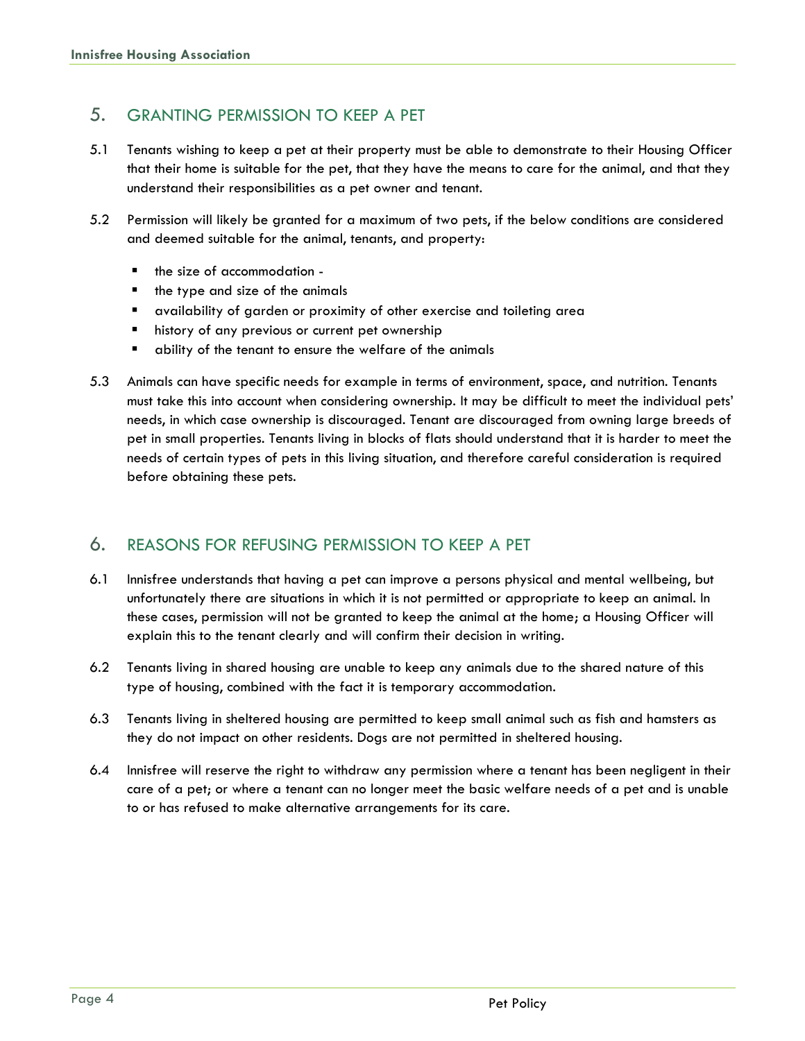## 5. GRANTING PERMISSION TO KEEP A PET

5.1 Tenants wishing to keep a pet at their property must be able to demonstrate to their Housing Officer that their home is suitable for the pet, that they have the means to care for the animal, and that they understand their responsibilities as a pet owner and tenant.

5.2 Permission will likely be granted for a maximum of two pets, if the below conditions are considered and deemed suitable for the animal, tenants, and property:

- the size of accommodation -
- the type and size of the animals
- availability of garden or proximity of other exercise and toileting area
- history of any previous or current pet ownership
- ability of the tenant to ensure the welfare of the animals

5.3 Animals can have specific needs for example in terms of environment, space, and nutrition. Tenants must take this into account when considering ownership. It may be difficult to meet the individual pets' needs, in which case ownership is discouraged. Tenant are discouraged from owning large breeds of pet in small properties. Tenants living in blocks of flats should understand that it is harder to meet the needs of certain types of pets in this living situation, and therefore careful consideration is required before obtaining these pets.

## 6. REASONS FOR REFUSING PERMISSION TO KEEP A PET

6.1 Innisfree understands that having a pet can improve a persons physical and mental wellbeing, but unfortunately there are situations in which it is not permitted or appropriate to keep an animal. In these cases, permission will not be granted to keep the animal at the home; a Housing Officer will explain this to the tenant clearly and will confirm their decision in writing.

6.2 Tenants living in shared housing are unable to keep any animals due to the shared nature of this type of housing, combined with the fact it is temporary accommodation.

6.3 Tenants living in sheltered housing are permitted to keep small animal such as fish and hamsters as they do not impact on other residents. Dogs are not permitted in sheltered housing.

6.4 Innisfree will reserve the right to withdraw any permission where a tenant has been negligent in their care of a pet; or where a tenant can no longer meet the basic welfare needs of a pet and is unable to or has refused to make alternative arrangements for its care.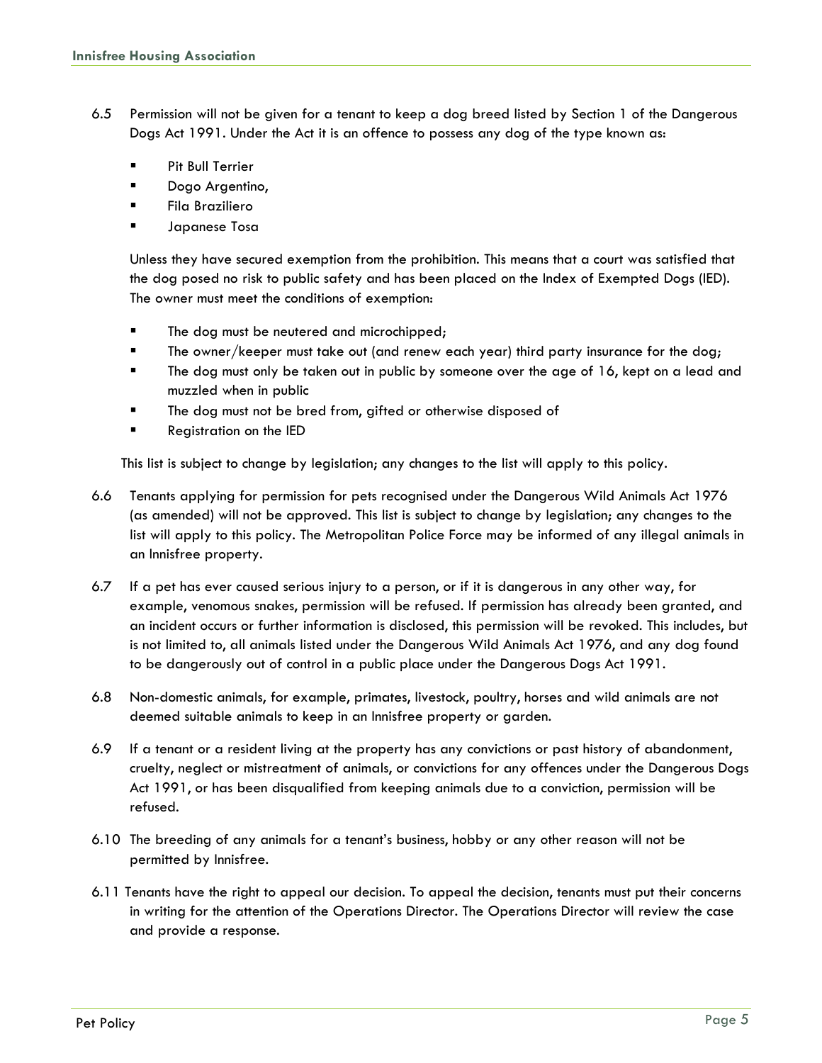6.5 Permission will not be given for a tenant to keep a dog breed listed by Section 1 of the Dangerous Dogs Act 1991. Under the Act it is an offence to possess any dog of the type known as:

- Pit Bull Terrier
- Dogo Argentino,
- Fila Braziliero
- Japanese Tosa

Unless they have secured exemption from the prohibition. This means that a court was satisfied that the dog posed no risk to public safety and has been placed on the Index of Exempted Dogs (IED). The owner must meet the conditions of exemption:

- The dog must be neutered and microchipped;
- The owner/keeper must take out (and renew each year) third party insurance for the dog;
- The dog must only be taken out in public by someone over the age of 16, kept on a lead and muzzled when in public
- The dog must not be bred from, gifted or otherwise disposed of
- Registration on the IED

This list is subject to change by legislation; any changes to the list will apply to this policy.

6.6 Tenants applying for permission for pets recognised under the Dangerous Wild Animals Act 1976 (as amended) will not be approved. This list is subject to change by legislation; any changes to the list will apply to this policy. The Metropolitan Police Force may be informed of any illegal animals in an Innisfree property.

6.7 If a pet has ever caused serious injury to a person, or if it is dangerous in any other way, for example, venomous snakes, permission will be refused. If permission has already been granted, and an incident occurs or further information is disclosed, this permission will be revoked. This includes, but is not limited to, all animals listed under the Dangerous Wild Animals Act 1976, and any dog found to be dangerously out of control in a public place under the Dangerous Dogs Act 1991.

6.8 Non-domestic animals, for example, primates, livestock, poultry, horses and wild animals are not deemed suitable animals to keep in an Innisfree property or garden.

6.9 If a tenant or a resident living at the property has any convictions or past history of abandonment, cruelty, neglect or mistreatment of animals, or convictions for any offences under the Dangerous Dogs Act 1991, or has been disqualified from keeping animals due to a conviction, permission will be refused.

6.10 The breeding of any animals for a tenant's business, hobby or any other reason will not be permitted by Innisfree.

6.11 Tenants have the right to appeal our decision. To appeal the decision, tenants must put their concerns in writing for the attention of the Operations Director. The Operations Director will review the case and provide a response.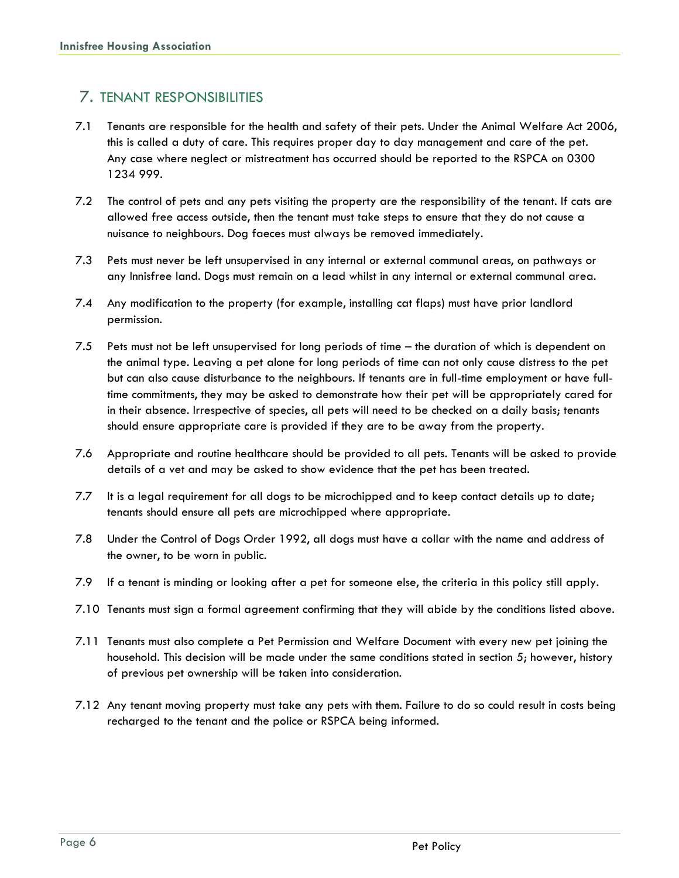## 7. TENANT RESPONSIBILITIES

7.1 Tenants are responsible for the health and safety of their pets. Under the Animal Welfare Act 2006, this is called a duty of care. This requires proper day to day management and care of the pet. Any case where neglect or mistreatment has occurred should be reported to the RSPCA on 0300 1234 999.

7.2 The control of pets and any pets visiting the property are the responsibility of the tenant. If cats are allowed free access outside, then the tenant must take steps to ensure that they do not cause a nuisance to neighbours. Dog faeces must always be removed immediately.

7.3 Pets must never be left unsupervised in any internal or external communal areas, on pathways or any Innisfree land. Dogs must remain on a lead whilst in any internal or external communal area.

7.4 Any modification to the property (for example, installing cat flaps) must have prior landlord permission.

7.5 Pets must not be left unsupervised for long periods of time – the duration of which is dependent on the animal type. Leaving a pet alone for long periods of time can not only cause distress to the pet but can also cause disturbance to the neighbours. If tenants are in full-time employment or have full-time commitments, they may be asked to demonstrate how their pet will be appropriately cared for in their absence. Irrespective of species, all pets will need to be checked on a daily basis; tenants should ensure appropriate care is provided if they are to be away from the property.

7.6 Appropriate and routine healthcare should be provided to all pets. Tenants will be asked to provide details of a vet and may be asked to show evidence that the pet has been treated.

7.7 It is a legal requirement for all dogs to be microchipped and to keep contact details up to date; tenants should ensure all pets are microchipped where appropriate.

7.8 Under the Control of Dogs Order 1992, all dogs must have a collar with the name and address of the owner, to be worn in public.

7.9 If a tenant is minding or looking after a pet for someone else, the criteria in this policy still apply.

7.10 Tenants must sign a formal agreement confirming that they will abide by the conditions listed above.

7.11 Tenants must also complete a Pet Permission and Welfare Document with every new pet joining the household. This decision will be made under the same conditions stated in section 5; however, history of previous pet ownership will be taken into consideration.

7.12 Any tenant moving property must take any pets with them. Failure to do so could result in costs being recharged to the tenant and the police or RSPCA being informed.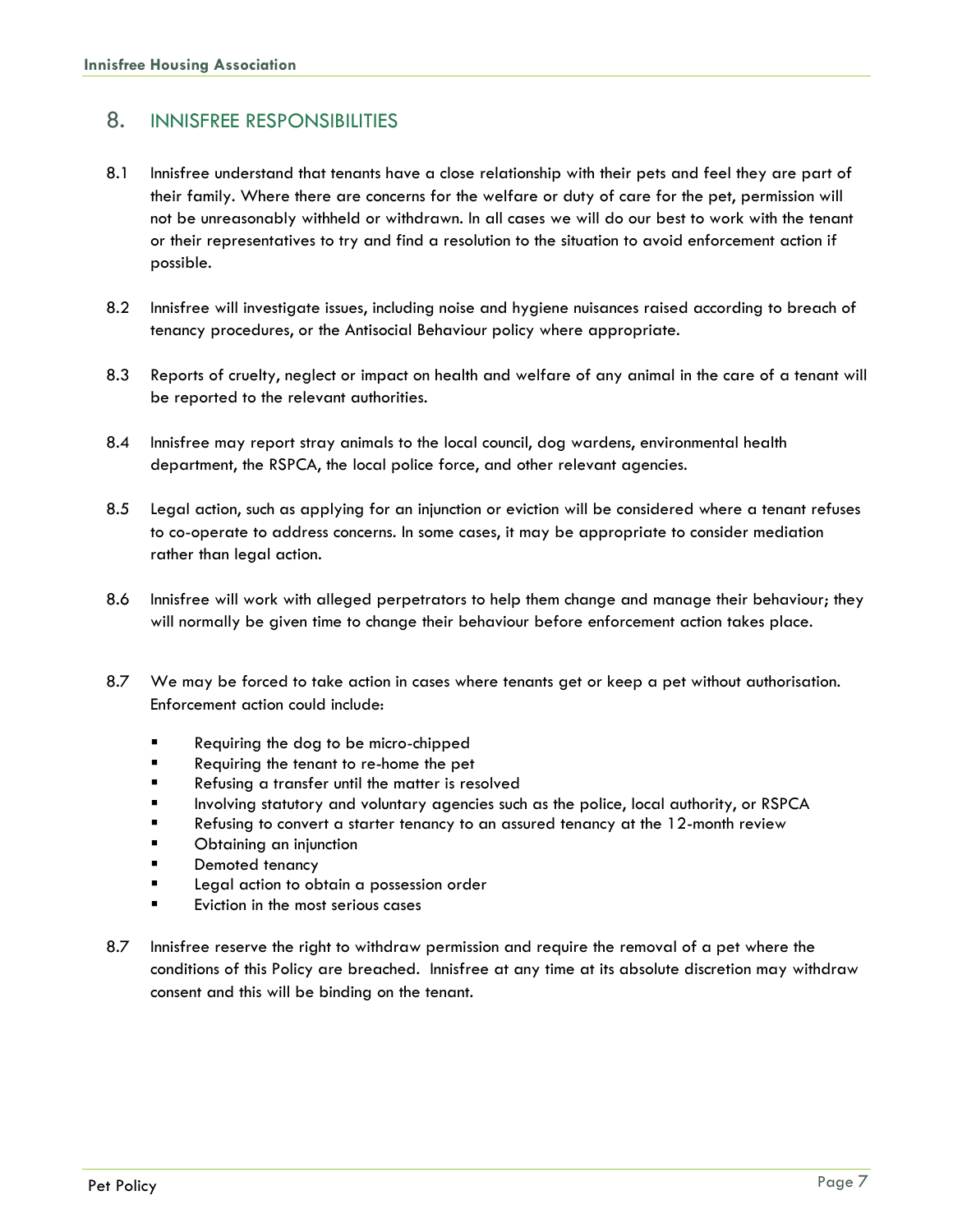## 8. INNISFREE RESPONSIBILITIES

8.1 Innisfree understand that tenants have a close relationship with their pets and feel they are part of their family. Where there are concerns for the welfare or duty of care for the pet, permission will not be unreasonably withheld or withdrawn. In all cases we will do our best to work with the tenant or their representatives to try and find a resolution to the situation to avoid enforcement action if possible.

8.2 Innisfree will investigate issues, including noise and hygiene nuisances raised according to breach of tenancy procedures, or the Antisocial Behaviour policy where appropriate.

8.3 Reports of cruelty, neglect or impact on health and welfare of any animal in the care of a tenant will be reported to the relevant authorities.

8.4 Innisfree may report stray animals to the local council, dog wardens, environmental health department, the RSPCA, the local police force, and other relevant agencies.

8.5 Legal action, such as applying for an injunction or eviction will be considered where a tenant refuses to co-operate to address concerns. In some cases, it may be appropriate to consider mediation rather than legal action.

8.6 Innisfree will work with alleged perpetrators to help them change and manage their behaviour; they will normally be given time to change their behaviour before enforcement action takes place.

8.7 We may be forced to take action in cases where tenants get or keep a pet without authorisation. Enforcement action could include:

- Requiring the dog to be micro-chipped
- Requiring the tenant to re-home the pet
- Refusing a transfer until the matter is resolved
- Involving statutory and voluntary agencies such as the police, local authority, or RSPCA
- Refusing to convert a starter tenancy to an assured tenancy at the 12-month review
- Obtaining an injunction
- Demoted tenancy
- Legal action to obtain a possession order
- Eviction in the most serious cases

8.7 Innisfree reserve the right to withdraw permission and require the removal of a pet where the conditions of this Policy are breached. Innisfree at any time at its absolute discretion may withdraw consent and this will be binding on the tenant.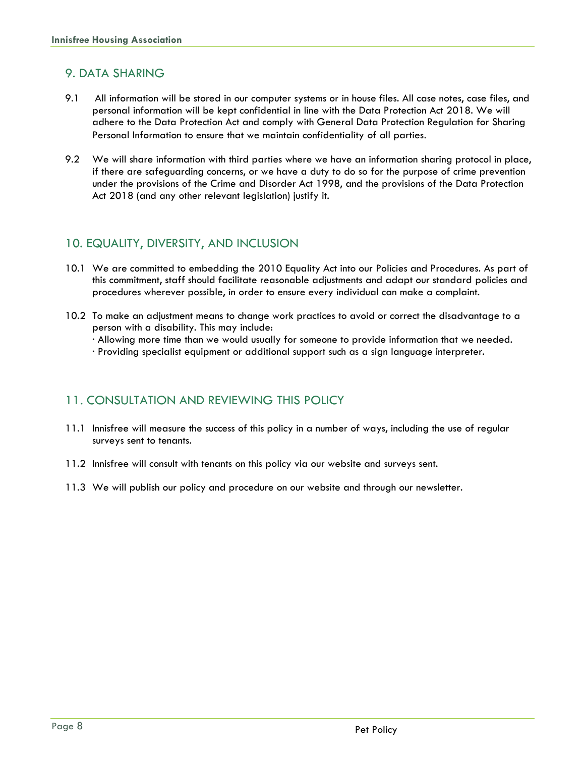## 9. DATA SHARING

9.1 All information will be stored in our computer systems or in house files. All case notes, case files, and personal information will be kept confidential in line with the Data Protection Act 2018. We will adhere to the Data Protection Act and comply with General Data Protection Regulation for Sharing Personal Information to ensure that we maintain confidentiality of all parties.

9.2 We will share information with third parties where we have an information sharing protocol in place, if there are safeguarding concerns, or we have a duty to do so for the purpose of crime prevention under the provisions of the Crime and Disorder Act 1998, and the provisions of the Data Protection Act 2018 (and any other relevant legislation) justify it.

## 10. EQUALITY, DIVERSITY, AND INCLUSION

10.1 We are committed to embedding the 2010 Equality Act into our Policies and Procedures. As part of this commitment, staff should facilitate reasonable adjustments and adapt our standard policies and procedures wherever possible, in order to ensure every individual can make a complaint.

10.2 To make an adjustment means to change work practices to avoid or correct the disadvantage to a person with a disability. This may include:

- Allowing more time than we would usually for someone to provide information that we needed.
- Providing specialist equipment or additional support such as a sign language interpreter.

## 11. CONSULTATION AND REVIEWING THIS POLICY

11.1 Innisfree will measure the success of this policy in a number of ways, including the use of regular surveys sent to tenants.

11.2 Innisfree will consult with tenants on this policy via our website and surveys sent.

11.3 We will publish our policy and procedure on our website and through our newsletter.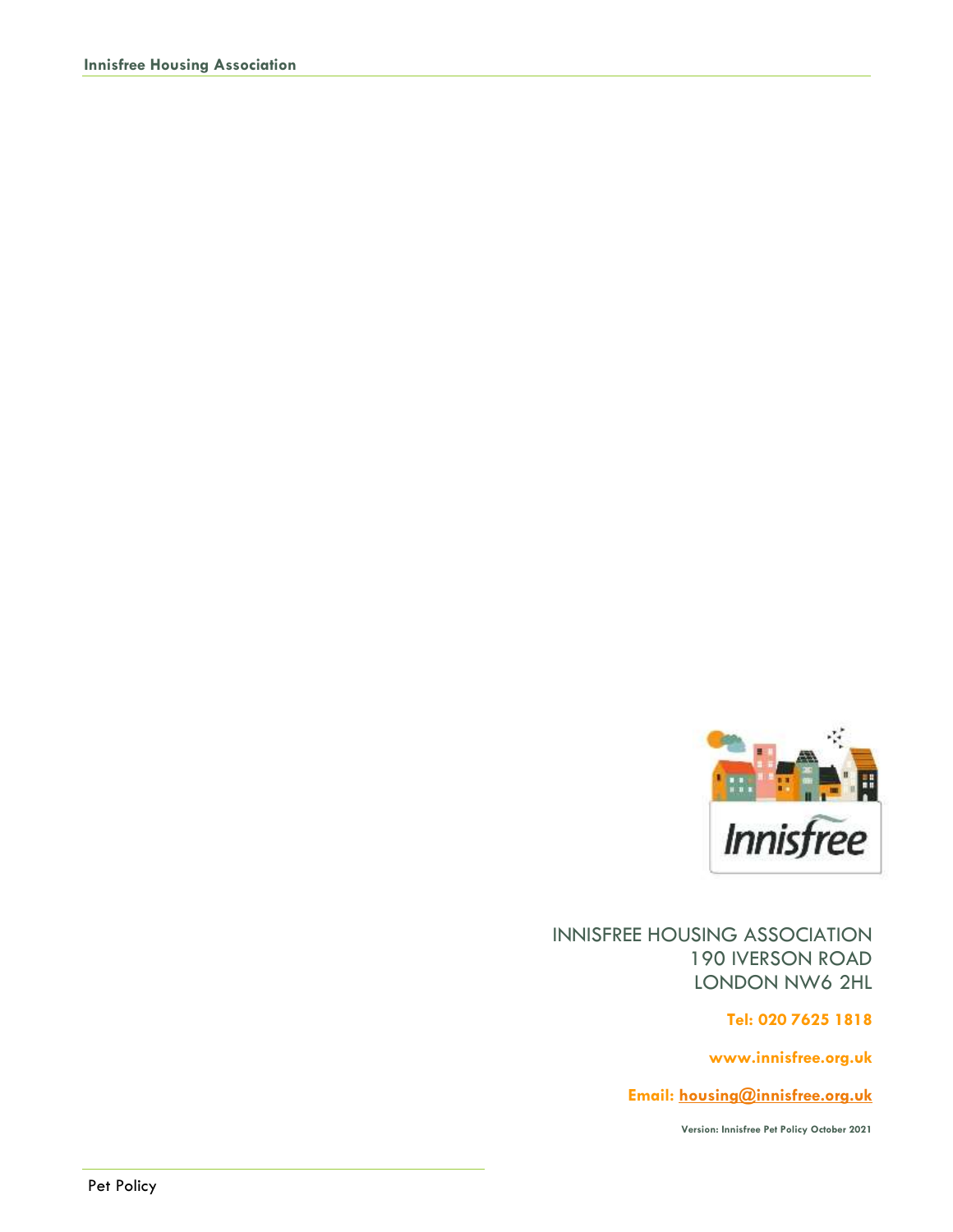INNISFREE HOUSING ASSOCIATION
190 IVERSON ROAD
LONDON NW6 2HL

**Tel: 020 7625 1818**

**www.innisfree.org.uk**

**Email: housing@innisfree.org.uk**

**Version: Innisfree Pet Policy October 2021**